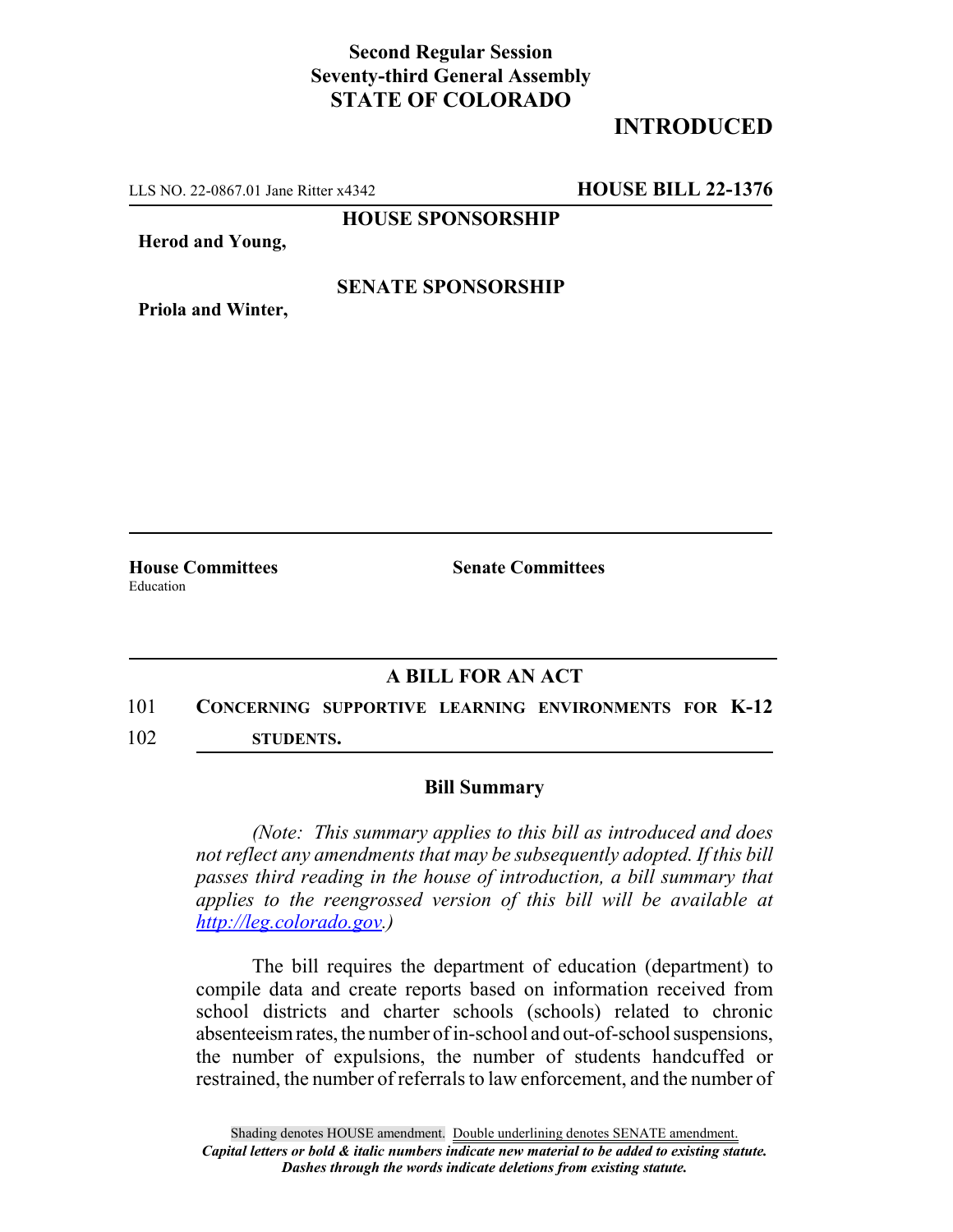**Second Regular Session**
**Seventy-third General Assembly**
**STATE OF COLORADO**

**INTRODUCED**

LLS NO. 22-0867.01 Jane Ritter x4342 **HOUSE BILL 22-1376**

**HOUSE SPONSORSHIP**

**Herod and Young,**

**SENATE SPONSORSHIP**

**Priola and Winter,**

**House Committees**
Education

**Senate Committees**

## A BILL FOR AN ACT

101 **CONCERNING SUPPORTIVE LEARNING ENVIRONMENTS FOR K-12**
102 **STUDENTS.**

### Bill Summary

*(Note: This summary applies to this bill as introduced and does not reflect any amendments that may be subsequently adopted. If this bill passes third reading in the house of introduction, a bill summary that applies to the reengrossed version of this bill will be available at http://leg.colorado.gov.)*

The bill requires the department of education (department) to compile data and create reports based on information received from school districts and charter schools (schools) related to chronic absenteeism rates, the number of in-school and out-of-school suspensions, the number of expulsions, the number of students handcuffed or restrained, the number of referrals to law enforcement, and the number of

Shading denotes HOUSE amendment. Double underlining denotes SENATE amendment.
*Capital letters or bold & italic numbers indicate new material to be added to existing statute.*
*Dashes through the words indicate deletions from existing statute.*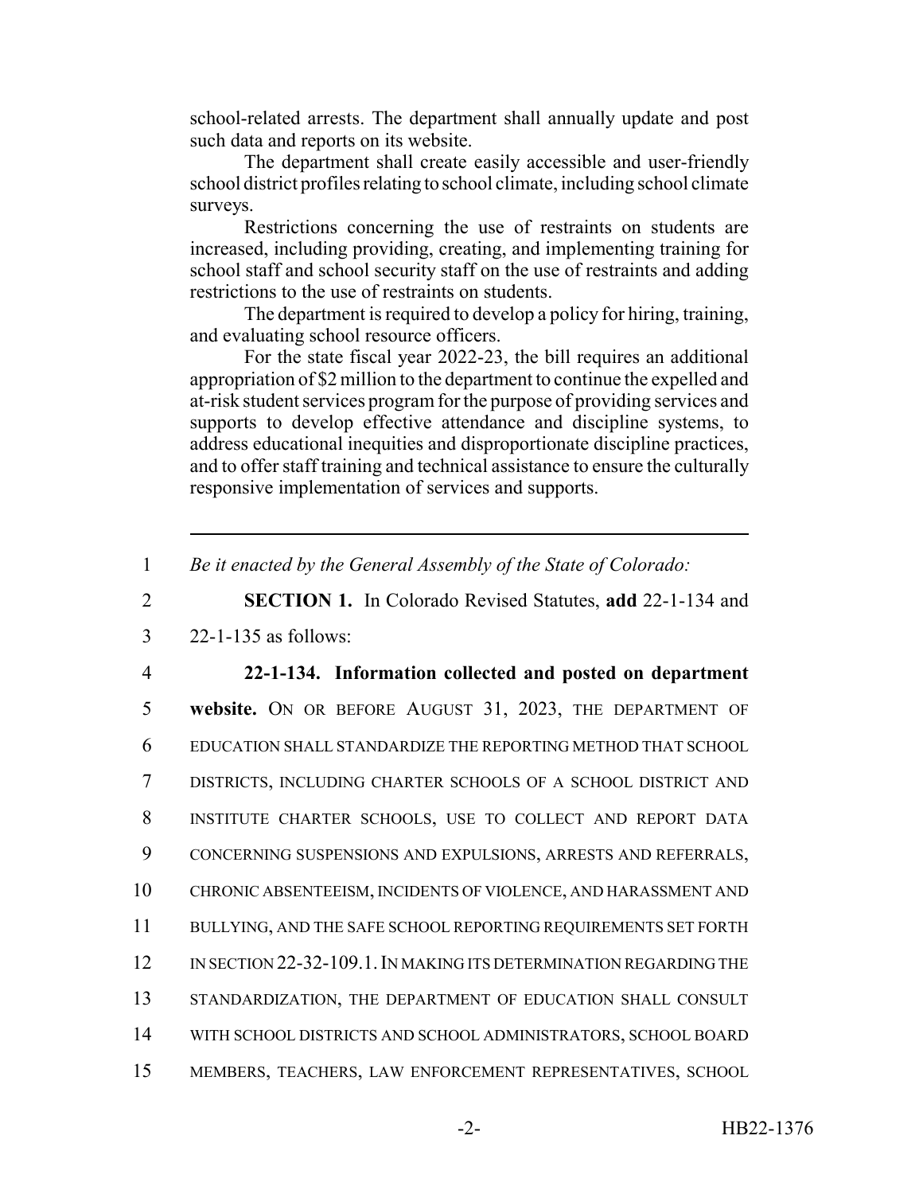school-related arrests. The department shall annually update and post such data and reports on its website.

The department shall create easily accessible and user-friendly school district profiles relating to school climate, including school climate surveys.

Restrictions concerning the use of restraints on students are increased, including providing, creating, and implementing training for school staff and school security staff on the use of restraints and adding restrictions to the use of restraints on students.

The department is required to develop a policy for hiring, training, and evaluating school resource officers.

For the state fiscal year 2022-23, the bill requires an additional appropriation of $2 million to the department to continue the expelled and at-risk student services program for the purpose of providing services and supports to develop effective attendance and discipline systems, to address educational inequities and disproportionate discipline practices, and to offer staff training and technical assistance to ensure the culturally responsive implementation of services and supports.

---

1 *Be it enacted by the General Assembly of the State of Colorado:*

2 **SECTION 1.** In Colorado Revised Statutes, **add** 22-1-134 and

3 22-1-135 as follows:

4 **22-1-134. Information collected and posted on department**

5 **website.** ON OR BEFORE AUGUST 31, 2023, THE DEPARTMENT OF

6 EDUCATION SHALL STANDARDIZE THE REPORTING METHOD THAT SCHOOL

7 DISTRICTS, INCLUDING CHARTER SCHOOLS OF A SCHOOL DISTRICT AND

8 INSTITUTE CHARTER SCHOOLS, USE TO COLLECT AND REPORT DATA

9 CONCERNING SUSPENSIONS AND EXPULSIONS, ARRESTS AND REFERRALS,

10 CHRONIC ABSENTEEISM, INCIDENTS OF VIOLENCE, AND HARASSMENT AND

11 BULLYING, AND THE SAFE SCHOOL REPORTING REQUIREMENTS SET FORTH

12 IN SECTION 22-32-109.1. IN MAKING ITS DETERMINATION REGARDING THE

13 STANDARDIZATION, THE DEPARTMENT OF EDUCATION SHALL CONSULT

14 WITH SCHOOL DISTRICTS AND SCHOOL ADMINISTRATORS, SCHOOL BOARD

15 MEMBERS, TEACHERS, LAW ENFORCEMENT REPRESENTATIVES, SCHOOL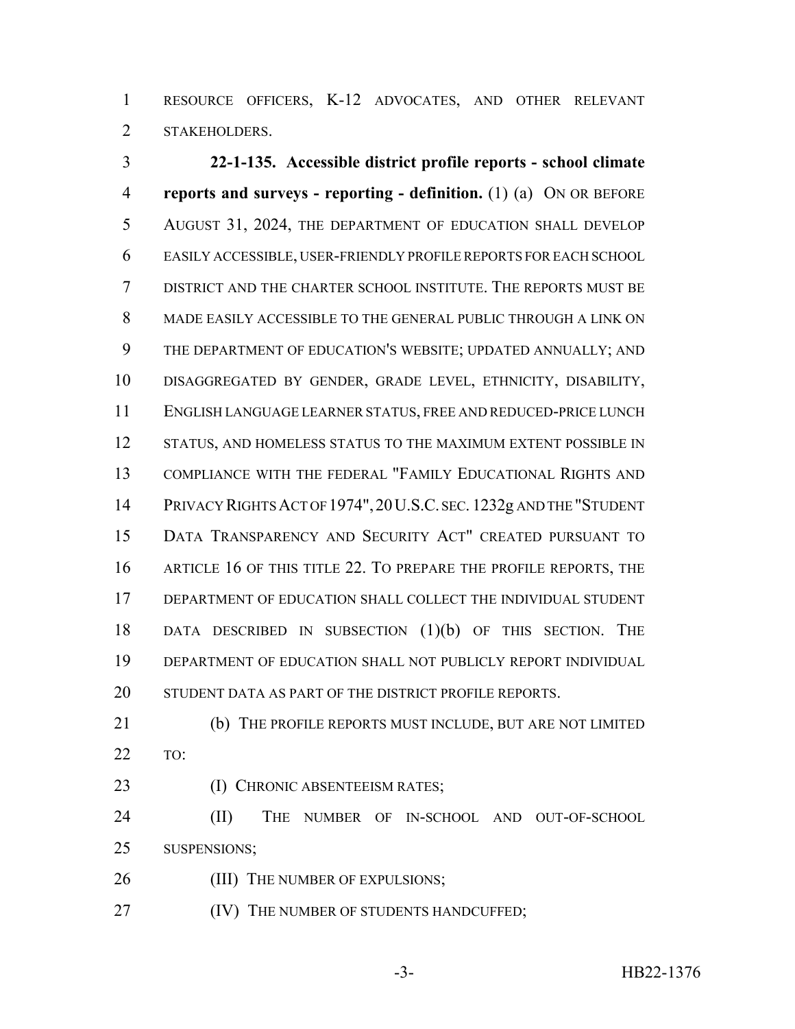RESOURCE OFFICERS, K-12 ADVOCATES, AND OTHER RELEVANT STAKEHOLDERS.

**22-1-135. Accessible district profile reports - school climate reports and surveys - reporting - definition.** (1) (a) ON OR BEFORE AUGUST 31, 2024, THE DEPARTMENT OF EDUCATION SHALL DEVELOP EASILY ACCESSIBLE, USER-FRIENDLY PROFILE REPORTS FOR EACH SCHOOL DISTRICT AND THE CHARTER SCHOOL INSTITUTE. THE REPORTS MUST BE MADE EASILY ACCESSIBLE TO THE GENERAL PUBLIC THROUGH A LINK ON THE DEPARTMENT OF EDUCATION'S WEBSITE; UPDATED ANNUALLY; AND DISAGGREGATED BY GENDER, GRADE LEVEL, ETHNICITY, DISABILITY, ENGLISH LANGUAGE LEARNER STATUS, FREE AND REDUCED-PRICE LUNCH STATUS, AND HOMELESS STATUS TO THE MAXIMUM EXTENT POSSIBLE IN COMPLIANCE WITH THE FEDERAL "FAMILY EDUCATIONAL RIGHTS AND PRIVACY RIGHTS ACT OF 1974", 20 U.S.C. SEC. 1232g AND THE "STUDENT DATA TRANSPARENCY AND SECURITY ACT" CREATED PURSUANT TO ARTICLE 16 OF THIS TITLE 22. TO PREPARE THE PROFILE REPORTS, THE DEPARTMENT OF EDUCATION SHALL COLLECT THE INDIVIDUAL STUDENT DATA DESCRIBED IN SUBSECTION (1)(b) OF THIS SECTION. THE DEPARTMENT OF EDUCATION SHALL NOT PUBLICLY REPORT INDIVIDUAL STUDENT DATA AS PART OF THE DISTRICT PROFILE REPORTS.

(b) THE PROFILE REPORTS MUST INCLUDE, BUT ARE NOT LIMITED TO:

(I) CHRONIC ABSENTEEISM RATES;

(II) THE NUMBER OF IN-SCHOOL AND OUT-OF-SCHOOL SUSPENSIONS;

(III) THE NUMBER OF EXPULSIONS;

(IV) THE NUMBER OF STUDENTS HANDCUFFED;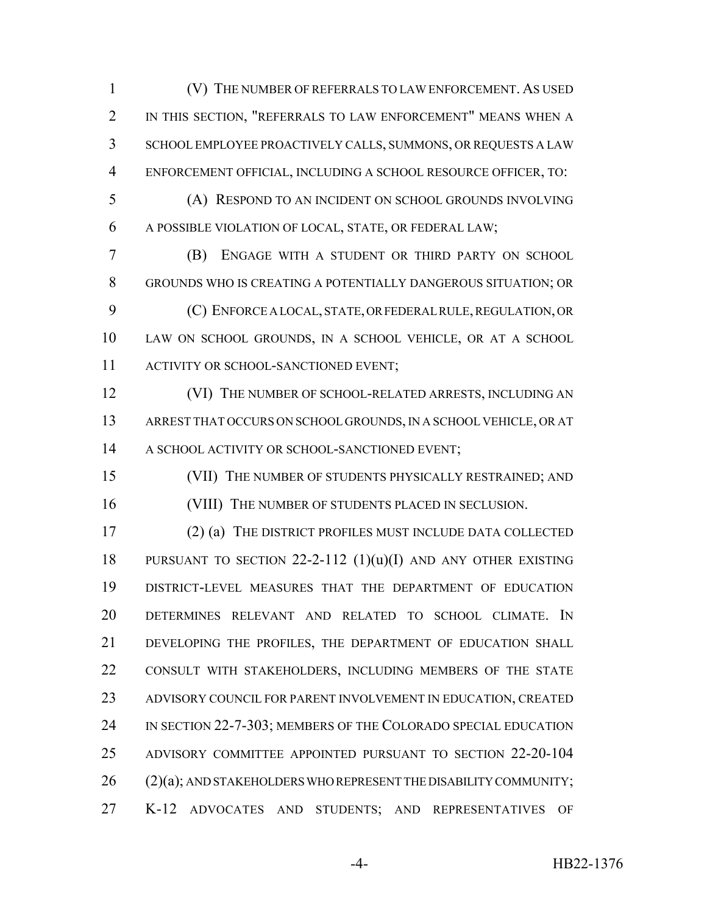(V) THE NUMBER OF REFERRALS TO LAW ENFORCEMENT. AS USED IN THIS SECTION, "REFERRALS TO LAW ENFORCEMENT" MEANS WHEN A SCHOOL EMPLOYEE PROACTIVELY CALLS, SUMMONS, OR REQUESTS A LAW ENFORCEMENT OFFICIAL, INCLUDING A SCHOOL RESOURCE OFFICER, TO:

(A) RESPOND TO AN INCIDENT ON SCHOOL GROUNDS INVOLVING A POSSIBLE VIOLATION OF LOCAL, STATE, OR FEDERAL LAW;

(B) ENGAGE WITH A STUDENT OR THIRD PARTY ON SCHOOL GROUNDS WHO IS CREATING A POTENTIALLY DANGEROUS SITUATION; OR

(C) ENFORCE A LOCAL, STATE, OR FEDERAL RULE, REGULATION, OR LAW ON SCHOOL GROUNDS, IN A SCHOOL VEHICLE, OR AT A SCHOOL ACTIVITY OR SCHOOL-SANCTIONED EVENT;

(VI) THE NUMBER OF SCHOOL-RELATED ARRESTS, INCLUDING AN ARREST THAT OCCURS ON SCHOOL GROUNDS, IN A SCHOOL VEHICLE, OR AT A SCHOOL ACTIVITY OR SCHOOL-SANCTIONED EVENT;

(VII) THE NUMBER OF STUDENTS PHYSICALLY RESTRAINED; AND

(VIII) THE NUMBER OF STUDENTS PLACED IN SECLUSION.

(2) (a) THE DISTRICT PROFILES MUST INCLUDE DATA COLLECTED PURSUANT TO SECTION 22-2-112 (1)(u)(I) AND ANY OTHER EXISTING DISTRICT-LEVEL MEASURES THAT THE DEPARTMENT OF EDUCATION DETERMINES RELEVANT AND RELATED TO SCHOOL CLIMATE. IN DEVELOPING THE PROFILES, THE DEPARTMENT OF EDUCATION SHALL CONSULT WITH STAKEHOLDERS, INCLUDING MEMBERS OF THE STATE ADVISORY COUNCIL FOR PARENT INVOLVEMENT IN EDUCATION, CREATED IN SECTION 22-7-303; MEMBERS OF THE COLORADO SPECIAL EDUCATION ADVISORY COMMITTEE APPOINTED PURSUANT TO SECTION 22-20-104 (2)(a); AND STAKEHOLDERS WHO REPRESENT THE DISABILITY COMMUNITY; K-12 ADVOCATES AND STUDENTS; AND REPRESENTATIVES OF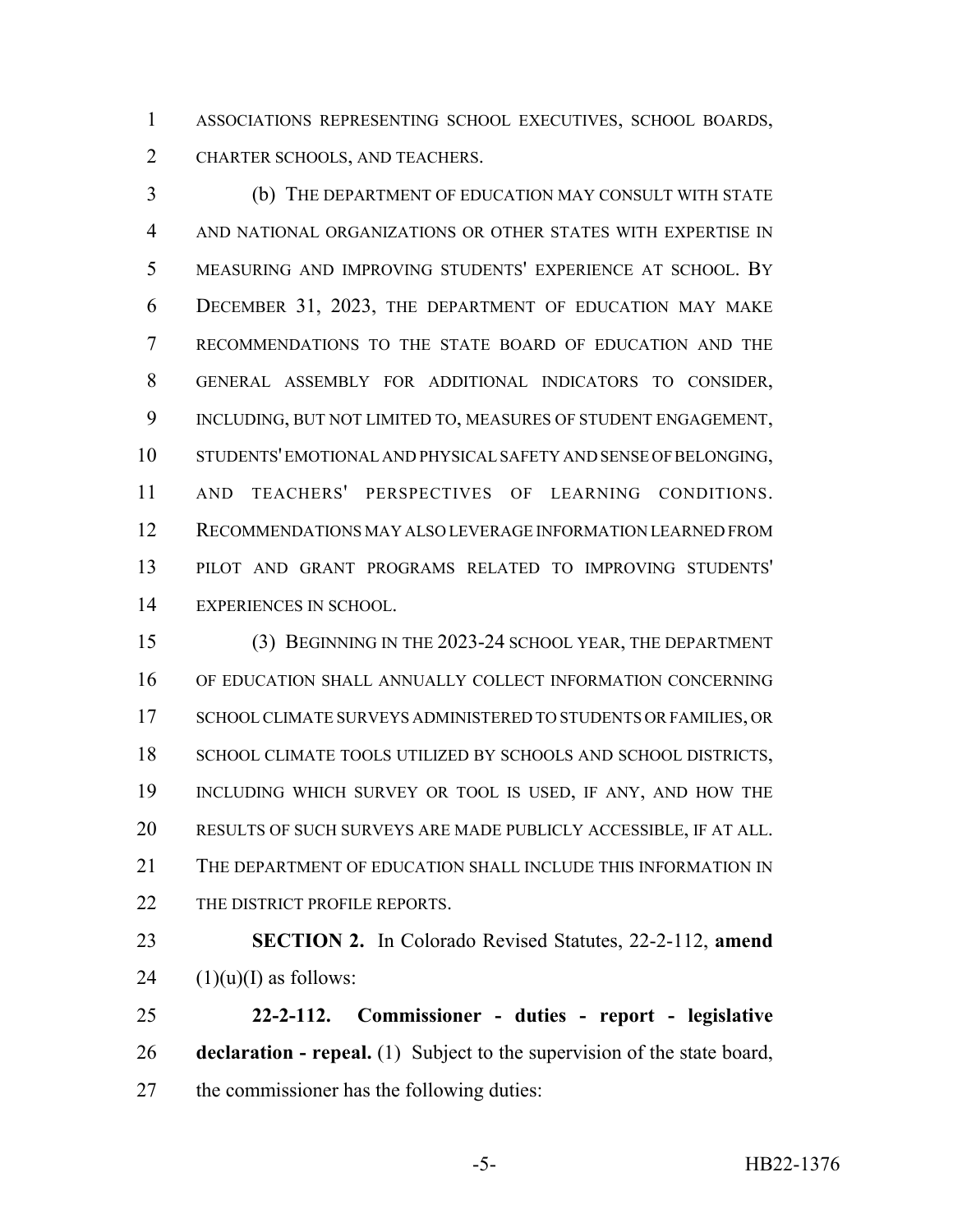ASSOCIATIONS REPRESENTING SCHOOL EXECUTIVES, SCHOOL BOARDS, CHARTER SCHOOLS, AND TEACHERS.

(b) THE DEPARTMENT OF EDUCATION MAY CONSULT WITH STATE AND NATIONAL ORGANIZATIONS OR OTHER STATES WITH EXPERTISE IN MEASURING AND IMPROVING STUDENTS' EXPERIENCE AT SCHOOL. BY DECEMBER 31, 2023, THE DEPARTMENT OF EDUCATION MAY MAKE RECOMMENDATIONS TO THE STATE BOARD OF EDUCATION AND THE GENERAL ASSEMBLY FOR ADDITIONAL INDICATORS TO CONSIDER, INCLUDING, BUT NOT LIMITED TO, MEASURES OF STUDENT ENGAGEMENT, STUDENTS' EMOTIONAL AND PHYSICAL SAFETY AND SENSE OF BELONGING, AND TEACHERS' PERSPECTIVES OF LEARNING CONDITIONS. RECOMMENDATIONS MAY ALSO LEVERAGE INFORMATION LEARNED FROM PILOT AND GRANT PROGRAMS RELATED TO IMPROVING STUDENTS' EXPERIENCES IN SCHOOL.

(3) BEGINNING IN THE 2023-24 SCHOOL YEAR, THE DEPARTMENT OF EDUCATION SHALL ANNUALLY COLLECT INFORMATION CONCERNING SCHOOL CLIMATE SURVEYS ADMINISTERED TO STUDENTS OR FAMILIES, OR SCHOOL CLIMATE TOOLS UTILIZED BY SCHOOLS AND SCHOOL DISTRICTS, INCLUDING WHICH SURVEY OR TOOL IS USED, IF ANY, AND HOW THE RESULTS OF SUCH SURVEYS ARE MADE PUBLICLY ACCESSIBLE, IF AT ALL. THE DEPARTMENT OF EDUCATION SHALL INCLUDE THIS INFORMATION IN THE DISTRICT PROFILE REPORTS.

**SECTION 2.** In Colorado Revised Statutes, 22-2-112, **amend** (1)(u)(I) as follows:

**22-2-112. Commissioner - duties - report - legislative declaration - repeal.** (1) Subject to the supervision of the state board, the commissioner has the following duties: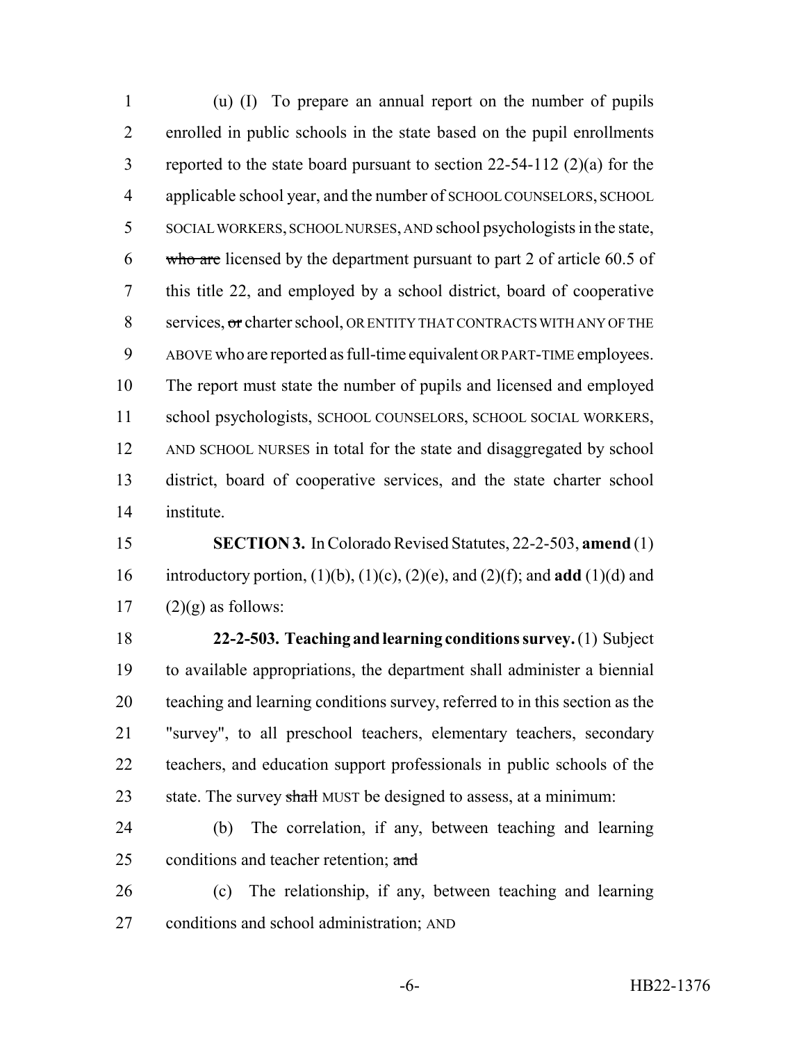(u) (I) To prepare an annual report on the number of pupils enrolled in public schools in the state based on the pupil enrollments reported to the state board pursuant to section 22-54-112 (2)(a) for the applicable school year, and the number of SCHOOL COUNSELORS, SCHOOL SOCIAL WORKERS, SCHOOL NURSES, AND school psychologists in the state, ~~who are~~ licensed by the department pursuant to part 2 of article 60.5 of this title 22, and employed by a school district, board of cooperative services, ~~or~~ charter school, OR ENTITY THAT CONTRACTS WITH ANY OF THE ABOVE who are reported as full-time equivalent OR PART-TIME employees. The report must state the number of pupils and licensed and employed school psychologists, SCHOOL COUNSELORS, SCHOOL SOCIAL WORKERS, AND SCHOOL NURSES in total for the state and disaggregated by school district, board of cooperative services, and the state charter school institute.

**SECTION 3.** In Colorado Revised Statutes, 22-2-503, **amend** (1) introductory portion, (1)(b), (1)(c), (2)(e), and (2)(f); and **add** (1)(d) and (2)(g) as follows:

**22-2-503. Teaching and learning conditions survey.** (1) Subject to available appropriations, the department shall administer a biennial teaching and learning conditions survey, referred to in this section as the "survey", to all preschool teachers, elementary teachers, secondary teachers, and education support professionals in public schools of the state. The survey ~~shall~~ MUST be designed to assess, at a minimum:

(b) The correlation, if any, between teaching and learning conditions and teacher retention; ~~and~~

(c) The relationship, if any, between teaching and learning conditions and school administration; AND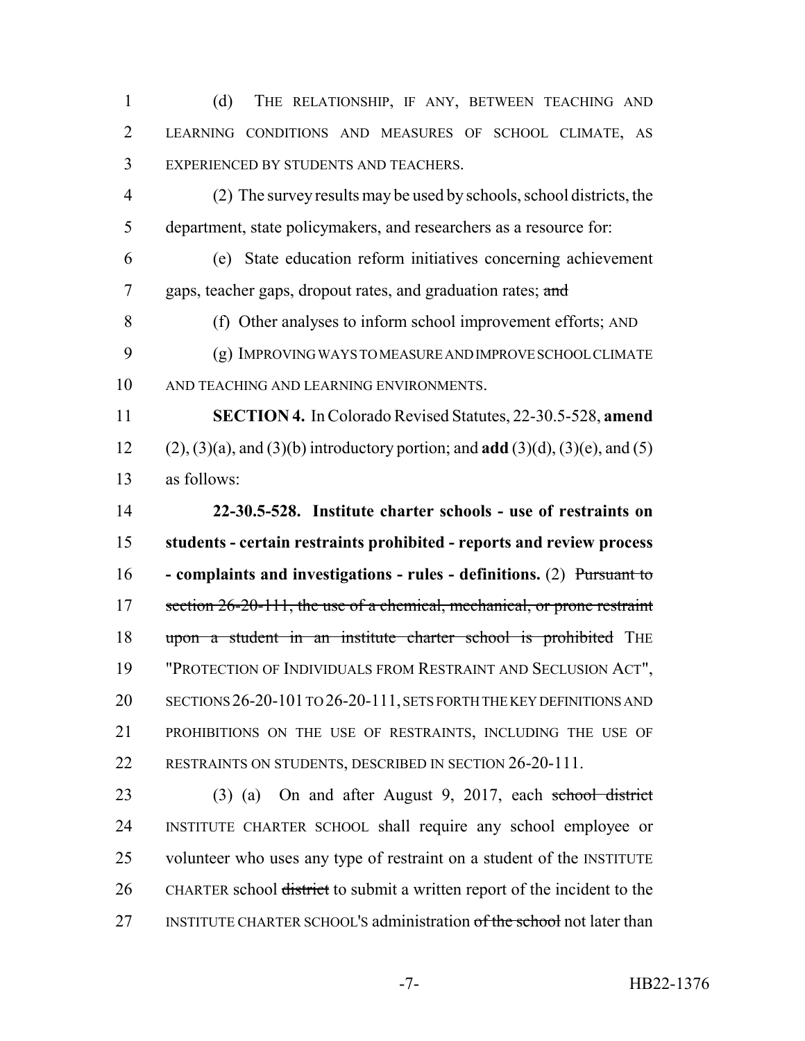(d) THE RELATIONSHIP, IF ANY, BETWEEN TEACHING AND LEARNING CONDITIONS AND MEASURES OF SCHOOL CLIMATE, AS EXPERIENCED BY STUDENTS AND TEACHERS.

(2) The survey results may be used by schools, school districts, the department, state policymakers, and researchers as a resource for:

(e) State education reform initiatives concerning achievement gaps, teacher gaps, dropout rates, and graduation rates; ~~and~~

(f) Other analyses to inform school improvement efforts; AND

(g) IMPROVING WAYS TO MEASURE AND IMPROVE SCHOOL CLIMATE AND TEACHING AND LEARNING ENVIRONMENTS.

**SECTION 4.** In Colorado Revised Statutes, 22-30.5-528, **amend** (2), (3)(a), and (3)(b) introductory portion; and **add** (3)(d), (3)(e), and (5) as follows:

**22-30.5-528. Institute charter schools - use of restraints on students - certain restraints prohibited - reports and review process - complaints and investigations - rules - definitions.** (2) ~~Pursuant to section 26-20-111, the use of a chemical, mechanical, or prone restraint upon a student in an institute charter school is prohibited~~ THE "PROTECTION OF INDIVIDUALS FROM RESTRAINT AND SECLUSION ACT", SECTIONS 26-20-101 TO 26-20-111, SETS FORTH THE KEY DEFINITIONS AND PROHIBITIONS ON THE USE OF RESTRAINTS, INCLUDING THE USE OF RESTRAINTS ON STUDENTS, DESCRIBED IN SECTION 26-20-111.

(3) (a) On and after August 9, 2017, each ~~school district~~ INSTITUTE CHARTER SCHOOL shall require any school employee or volunteer who uses any type of restraint on a student of the INSTITUTE CHARTER school ~~district~~ to submit a written report of the incident to the INSTITUTE CHARTER SCHOOL'S administration ~~of the school~~ not later than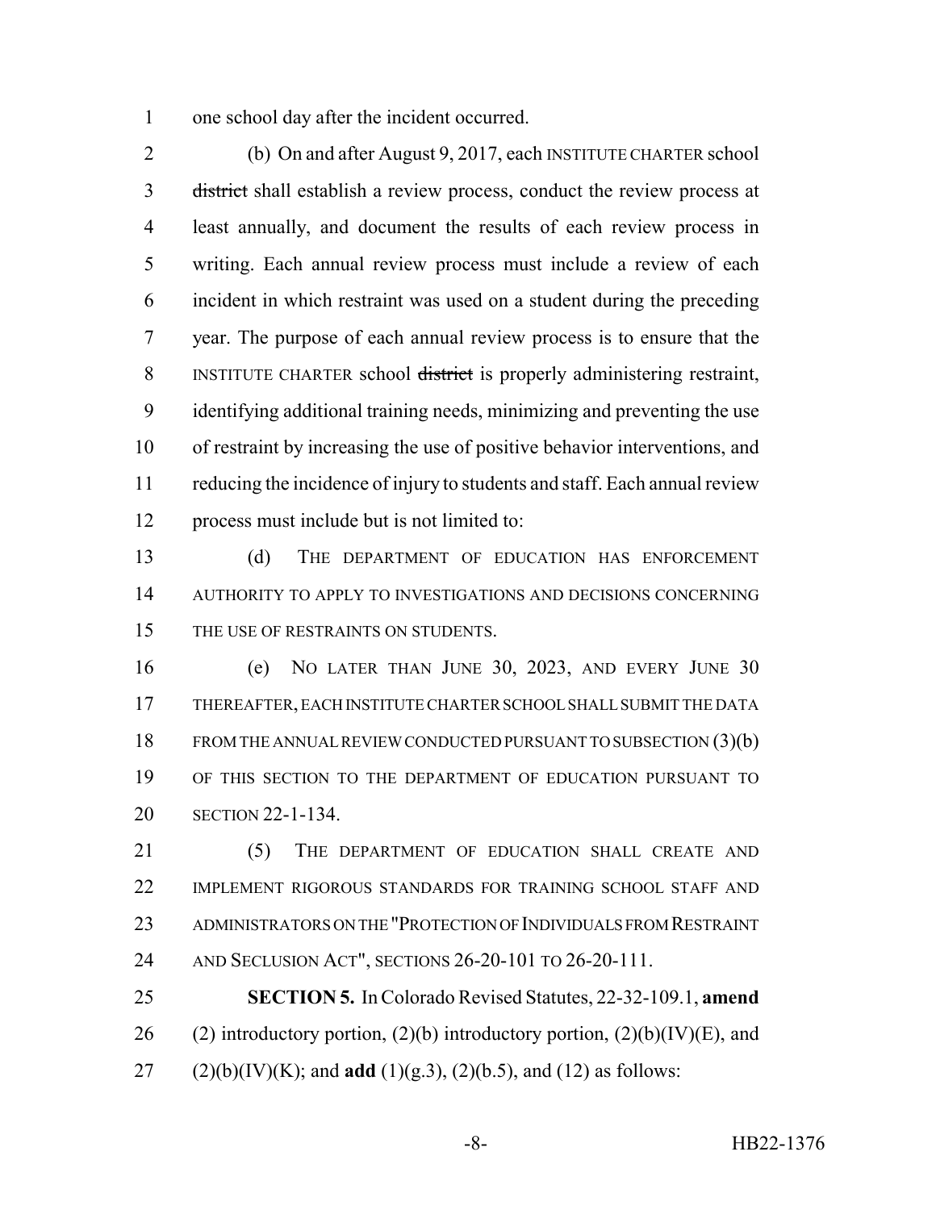one school day after the incident occurred.

(b) On and after August 9, 2017, each INSTITUTE CHARTER school ~~district~~ shall establish a review process, conduct the review process at least annually, and document the results of each review process in writing. Each annual review process must include a review of each incident in which restraint was used on a student during the preceding year. The purpose of each annual review process is to ensure that the INSTITUTE CHARTER school ~~district~~ is properly administering restraint, identifying additional training needs, minimizing and preventing the use of restraint by increasing the use of positive behavior interventions, and reducing the incidence of injury to students and staff. Each annual review process must include but is not limited to:

(d) THE DEPARTMENT OF EDUCATION HAS ENFORCEMENT AUTHORITY TO APPLY TO INVESTIGATIONS AND DECISIONS CONCERNING THE USE OF RESTRAINTS ON STUDENTS.

(e) NO LATER THAN JUNE 30, 2023, AND EVERY JUNE 30 THEREAFTER, EACH INSTITUTE CHARTER SCHOOL SHALL SUBMIT THE DATA FROM THE ANNUAL REVIEW CONDUCTED PURSUANT TO SUBSECTION (3)(b) OF THIS SECTION TO THE DEPARTMENT OF EDUCATION PURSUANT TO SECTION 22-1-134.

(5) THE DEPARTMENT OF EDUCATION SHALL CREATE AND IMPLEMENT RIGOROUS STANDARDS FOR TRAINING SCHOOL STAFF AND ADMINISTRATORS ON THE "PROTECTION OF INDIVIDUALS FROM RESTRAINT AND SECLUSION ACT", SECTIONS 26-20-101 TO 26-20-111.

**SECTION 5.** In Colorado Revised Statutes, 22-32-109.1, **amend** (2) introductory portion, (2)(b) introductory portion, (2)(b)(IV)(E), and (2)(b)(IV)(K); and **add** (1)(g.3), (2)(b.5), and (12) as follows: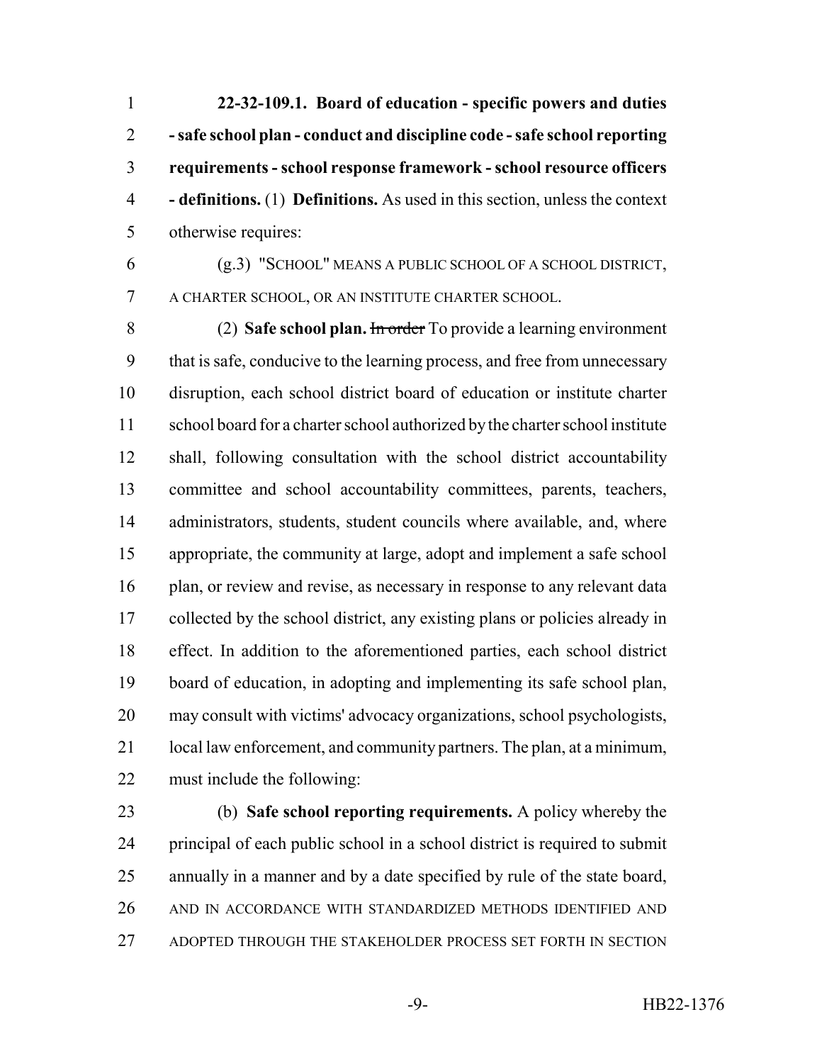**22-32-109.1. Board of education - specific powers and duties - safe school plan - conduct and discipline code - safe school reporting requirements - school response framework - school resource officers - definitions.** (1) **Definitions.** As used in this section, unless the context otherwise requires:

(g.3) "SCHOOL" MEANS A PUBLIC SCHOOL OF A SCHOOL DISTRICT, A CHARTER SCHOOL, OR AN INSTITUTE CHARTER SCHOOL.

(2) **Safe school plan.** ~~In order~~ To provide a learning environment that is safe, conducive to the learning process, and free from unnecessary disruption, each school district board of education or institute charter school board for a charter school authorized by the charter school institute shall, following consultation with the school district accountability committee and school accountability committees, parents, teachers, administrators, students, student councils where available, and, where appropriate, the community at large, adopt and implement a safe school plan, or review and revise, as necessary in response to any relevant data collected by the school district, any existing plans or policies already in effect. In addition to the aforementioned parties, each school district board of education, in adopting and implementing its safe school plan, may consult with victims' advocacy organizations, school psychologists, local law enforcement, and community partners. The plan, at a minimum, must include the following:

(b) **Safe school reporting requirements.** A policy whereby the principal of each public school in a school district is required to submit annually in a manner and by a date specified by rule of the state board, AND IN ACCORDANCE WITH STANDARDIZED METHODS IDENTIFIED AND ADOPTED THROUGH THE STAKEHOLDER PROCESS SET FORTH IN SECTION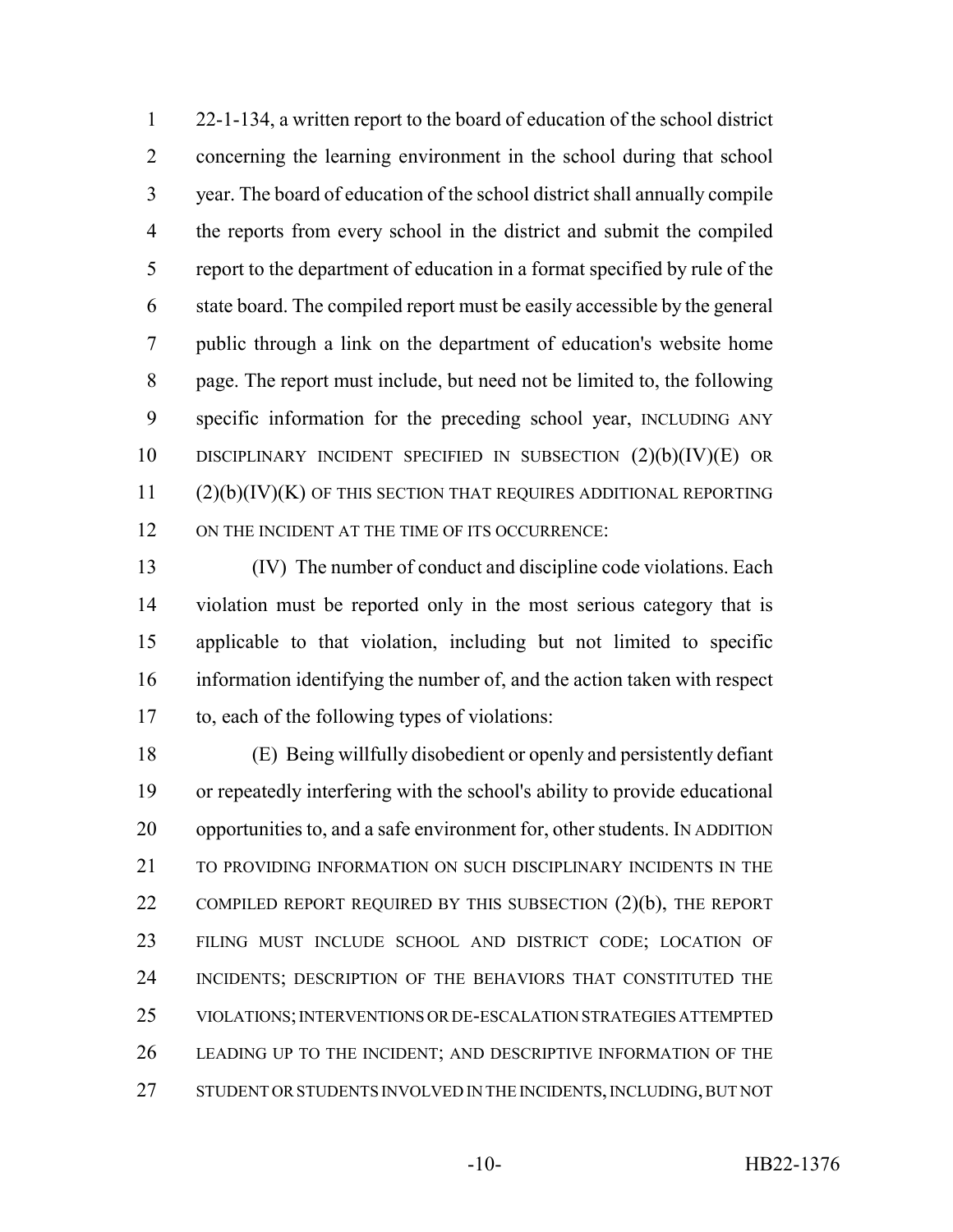22-1-134, a written report to the board of education of the school district concerning the learning environment in the school during that school year. The board of education of the school district shall annually compile the reports from every school in the district and submit the compiled report to the department of education in a format specified by rule of the state board. The compiled report must be easily accessible by the general public through a link on the department of education's website home page. The report must include, but need not be limited to, the following specific information for the preceding school year, INCLUDING ANY DISCIPLINARY INCIDENT SPECIFIED IN SUBSECTION (2)(b)(IV)(E) OR (2)(b)(IV)(K) OF THIS SECTION THAT REQUIRES ADDITIONAL REPORTING ON THE INCIDENT AT THE TIME OF ITS OCCURRENCE:

(IV) The number of conduct and discipline code violations. Each violation must be reported only in the most serious category that is applicable to that violation, including but not limited to specific information identifying the number of, and the action taken with respect to, each of the following types of violations:

(E) Being willfully disobedient or openly and persistently defiant or repeatedly interfering with the school's ability to provide educational opportunities to, and a safe environment for, other students. IN ADDITION TO PROVIDING INFORMATION ON SUCH DISCIPLINARY INCIDENTS IN THE COMPILED REPORT REQUIRED BY THIS SUBSECTION (2)(b), THE REPORT FILING MUST INCLUDE SCHOOL AND DISTRICT CODE; LOCATION OF INCIDENTS; DESCRIPTION OF THE BEHAVIORS THAT CONSTITUTED THE VIOLATIONS; INTERVENTIONS OR DE-ESCALATION STRATEGIES ATTEMPTED LEADING UP TO THE INCIDENT; AND DESCRIPTIVE INFORMATION OF THE STUDENT OR STUDENTS INVOLVED IN THE INCIDENTS, INCLUDING, BUT NOT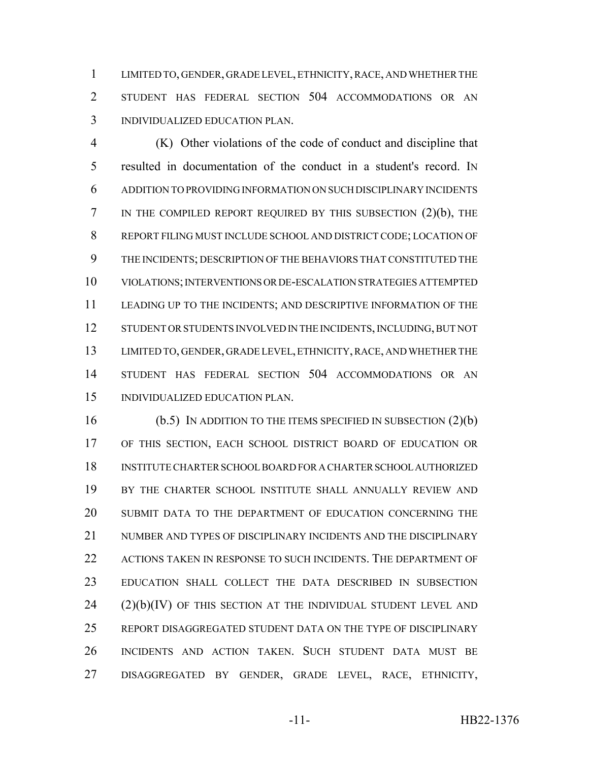LIMITED TO, GENDER, GRADE LEVEL, ETHNICITY, RACE, AND WHETHER THE STUDENT HAS FEDERAL SECTION 504 ACCOMMODATIONS OR AN INDIVIDUALIZED EDUCATION PLAN.

(K) Other violations of the code of conduct and discipline that resulted in documentation of the conduct in a student's record. IN ADDITION TO PROVIDING INFORMATION ON SUCH DISCIPLINARY INCIDENTS IN THE COMPILED REPORT REQUIRED BY THIS SUBSECTION (2)(b), THE REPORT FILING MUST INCLUDE SCHOOL AND DISTRICT CODE; LOCATION OF THE INCIDENTS; DESCRIPTION OF THE BEHAVIORS THAT CONSTITUTED THE VIOLATIONS; INTERVENTIONS OR DE-ESCALATION STRATEGIES ATTEMPTED LEADING UP TO THE INCIDENTS; AND DESCRIPTIVE INFORMATION OF THE STUDENT OR STUDENTS INVOLVED IN THE INCIDENTS, INCLUDING, BUT NOT LIMITED TO, GENDER, GRADE LEVEL, ETHNICITY, RACE, AND WHETHER THE STUDENT HAS FEDERAL SECTION 504 ACCOMMODATIONS OR AN INDIVIDUALIZED EDUCATION PLAN.

(b.5) IN ADDITION TO THE ITEMS SPECIFIED IN SUBSECTION (2)(b) OF THIS SECTION, EACH SCHOOL DISTRICT BOARD OF EDUCATION OR INSTITUTE CHARTER SCHOOL BOARD FOR A CHARTER SCHOOL AUTHORIZED BY THE CHARTER SCHOOL INSTITUTE SHALL ANNUALLY REVIEW AND SUBMIT DATA TO THE DEPARTMENT OF EDUCATION CONCERNING THE NUMBER AND TYPES OF DISCIPLINARY INCIDENTS AND THE DISCIPLINARY ACTIONS TAKEN IN RESPONSE TO SUCH INCIDENTS. THE DEPARTMENT OF EDUCATION SHALL COLLECT THE DATA DESCRIBED IN SUBSECTION (2)(b)(IV) OF THIS SECTION AT THE INDIVIDUAL STUDENT LEVEL AND REPORT DISAGGREGATED STUDENT DATA ON THE TYPE OF DISCIPLINARY INCIDENTS AND ACTION TAKEN. SUCH STUDENT DATA MUST BE DISAGGREGATED BY GENDER, GRADE LEVEL, RACE, ETHNICITY,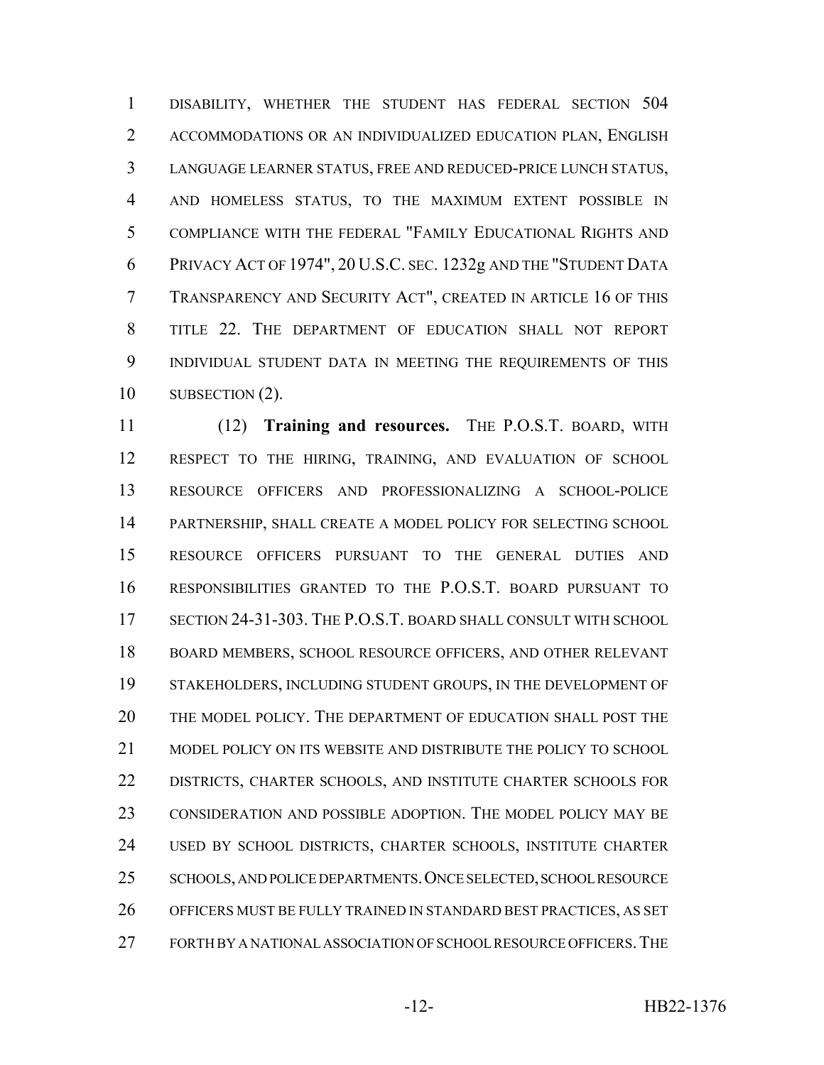DISABILITY, WHETHER THE STUDENT HAS FEDERAL SECTION 504 ACCOMMODATIONS OR AN INDIVIDUALIZED EDUCATION PLAN, ENGLISH LANGUAGE LEARNER STATUS, FREE AND REDUCED-PRICE LUNCH STATUS, AND HOMELESS STATUS, TO THE MAXIMUM EXTENT POSSIBLE IN COMPLIANCE WITH THE FEDERAL "FAMILY EDUCATIONAL RIGHTS AND PRIVACY ACT OF 1974", 20 U.S.C. SEC. 1232g AND THE "STUDENT DATA TRANSPARENCY AND SECURITY ACT", CREATED IN ARTICLE 16 OF THIS TITLE 22. THE DEPARTMENT OF EDUCATION SHALL NOT REPORT INDIVIDUAL STUDENT DATA IN MEETING THE REQUIREMENTS OF THIS SUBSECTION (2).

(12) **Training and resources.** THE P.O.S.T. BOARD, WITH RESPECT TO THE HIRING, TRAINING, AND EVALUATION OF SCHOOL RESOURCE OFFICERS AND PROFESSIONALIZING A SCHOOL-POLICE PARTNERSHIP, SHALL CREATE A MODEL POLICY FOR SELECTING SCHOOL RESOURCE OFFICERS PURSUANT TO THE GENERAL DUTIES AND RESPONSIBILITIES GRANTED TO THE P.O.S.T. BOARD PURSUANT TO SECTION 24-31-303. THE P.O.S.T. BOARD SHALL CONSULT WITH SCHOOL BOARD MEMBERS, SCHOOL RESOURCE OFFICERS, AND OTHER RELEVANT STAKEHOLDERS, INCLUDING STUDENT GROUPS, IN THE DEVELOPMENT OF THE MODEL POLICY. THE DEPARTMENT OF EDUCATION SHALL POST THE MODEL POLICY ON ITS WEBSITE AND DISTRIBUTE THE POLICY TO SCHOOL DISTRICTS, CHARTER SCHOOLS, AND INSTITUTE CHARTER SCHOOLS FOR CONSIDERATION AND POSSIBLE ADOPTION. THE MODEL POLICY MAY BE USED BY SCHOOL DISTRICTS, CHARTER SCHOOLS, INSTITUTE CHARTER SCHOOLS, AND POLICE DEPARTMENTS. ONCE SELECTED, SCHOOL RESOURCE OFFICERS MUST BE FULLY TRAINED IN STANDARD BEST PRACTICES, AS SET FORTH BY A NATIONAL ASSOCIATION OF SCHOOL RESOURCE OFFICERS. THE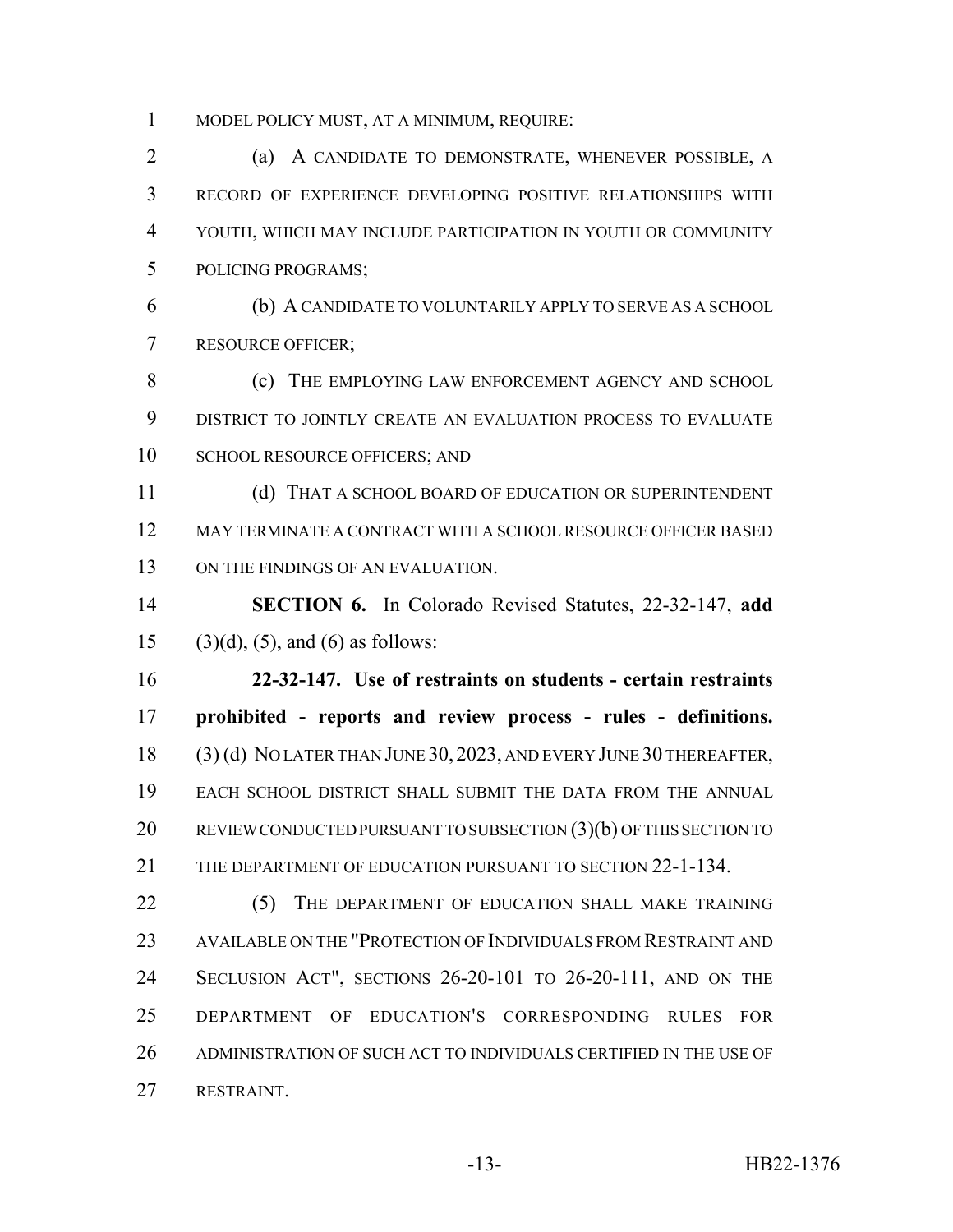MODEL POLICY MUST, AT A MINIMUM, REQUIRE:

(a) A CANDIDATE TO DEMONSTRATE, WHENEVER POSSIBLE, A RECORD OF EXPERIENCE DEVELOPING POSITIVE RELATIONSHIPS WITH YOUTH, WHICH MAY INCLUDE PARTICIPATION IN YOUTH OR COMMUNITY POLICING PROGRAMS;

(b) A CANDIDATE TO VOLUNTARILY APPLY TO SERVE AS A SCHOOL RESOURCE OFFICER;

(c) THE EMPLOYING LAW ENFORCEMENT AGENCY AND SCHOOL DISTRICT TO JOINTLY CREATE AN EVALUATION PROCESS TO EVALUATE SCHOOL RESOURCE OFFICERS; AND

(d) THAT A SCHOOL BOARD OF EDUCATION OR SUPERINTENDENT MAY TERMINATE A CONTRACT WITH A SCHOOL RESOURCE OFFICER BASED ON THE FINDINGS OF AN EVALUATION.

**SECTION 6.** In Colorado Revised Statutes, 22-32-147, **add** (3)(d), (5), and (6) as follows:

**22-32-147. Use of restraints on students - certain restraints prohibited - reports and review process - rules - definitions.** (3) (d) NO LATER THAN JUNE 30, 2023, AND EVERY JUNE 30 THEREAFTER, EACH SCHOOL DISTRICT SHALL SUBMIT THE DATA FROM THE ANNUAL REVIEW CONDUCTED PURSUANT TO SUBSECTION (3)(b) OF THIS SECTION TO THE DEPARTMENT OF EDUCATION PURSUANT TO SECTION 22-1-134.

(5) THE DEPARTMENT OF EDUCATION SHALL MAKE TRAINING AVAILABLE ON THE "PROTECTION OF INDIVIDUALS FROM RESTRAINT AND SECLUSION ACT", SECTIONS 26-20-101 TO 26-20-111, AND ON THE DEPARTMENT OF EDUCATION'S CORRESPONDING RULES FOR ADMINISTRATION OF SUCH ACT TO INDIVIDUALS CERTIFIED IN THE USE OF RESTRAINT.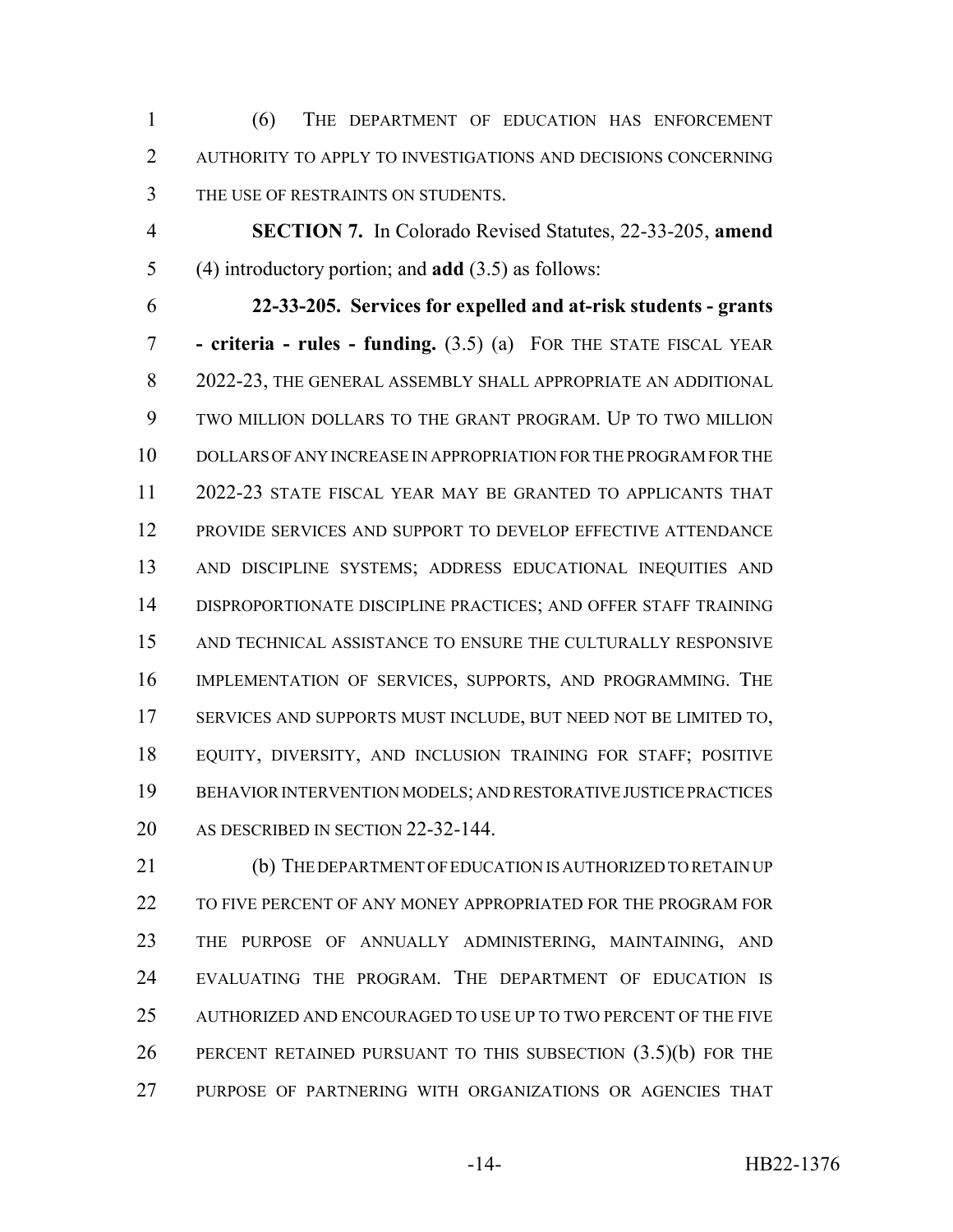(6) THE DEPARTMENT OF EDUCATION HAS ENFORCEMENT AUTHORITY TO APPLY TO INVESTIGATIONS AND DECISIONS CONCERNING THE USE OF RESTRAINTS ON STUDENTS.

**SECTION 7.** In Colorado Revised Statutes, 22-33-205, **amend** (4) introductory portion; and **add** (3.5) as follows:

**22-33-205. Services for expelled and at-risk students - grants - criteria - rules - funding.** (3.5) (a) FOR THE STATE FISCAL YEAR 2022-23, THE GENERAL ASSEMBLY SHALL APPROPRIATE AN ADDITIONAL TWO MILLION DOLLARS TO THE GRANT PROGRAM. UP TO TWO MILLION DOLLARS OF ANY INCREASE IN APPROPRIATION FOR THE PROGRAM FOR THE 2022-23 STATE FISCAL YEAR MAY BE GRANTED TO APPLICANTS THAT PROVIDE SERVICES AND SUPPORT TO DEVELOP EFFECTIVE ATTENDANCE AND DISCIPLINE SYSTEMS; ADDRESS EDUCATIONAL INEQUITIES AND DISPROPORTIONATE DISCIPLINE PRACTICES; AND OFFER STAFF TRAINING AND TECHNICAL ASSISTANCE TO ENSURE THE CULTURALLY RESPONSIVE IMPLEMENTATION OF SERVICES, SUPPORTS, AND PROGRAMMING. THE SERVICES AND SUPPORTS MUST INCLUDE, BUT NEED NOT BE LIMITED TO, EQUITY, DIVERSITY, AND INCLUSION TRAINING FOR STAFF; POSITIVE BEHAVIOR INTERVENTION MODELS; AND RESTORATIVE JUSTICE PRACTICES AS DESCRIBED IN SECTION 22-32-144.

(b) THE DEPARTMENT OF EDUCATION IS AUTHORIZED TO RETAIN UP TO FIVE PERCENT OF ANY MONEY APPROPRIATED FOR THE PROGRAM FOR THE PURPOSE OF ANNUALLY ADMINISTERING, MAINTAINING, AND EVALUATING THE PROGRAM. THE DEPARTMENT OF EDUCATION IS AUTHORIZED AND ENCOURAGED TO USE UP TO TWO PERCENT OF THE FIVE PERCENT RETAINED PURSUANT TO THIS SUBSECTION (3.5)(b) FOR THE PURPOSE OF PARTNERING WITH ORGANIZATIONS OR AGENCIES THAT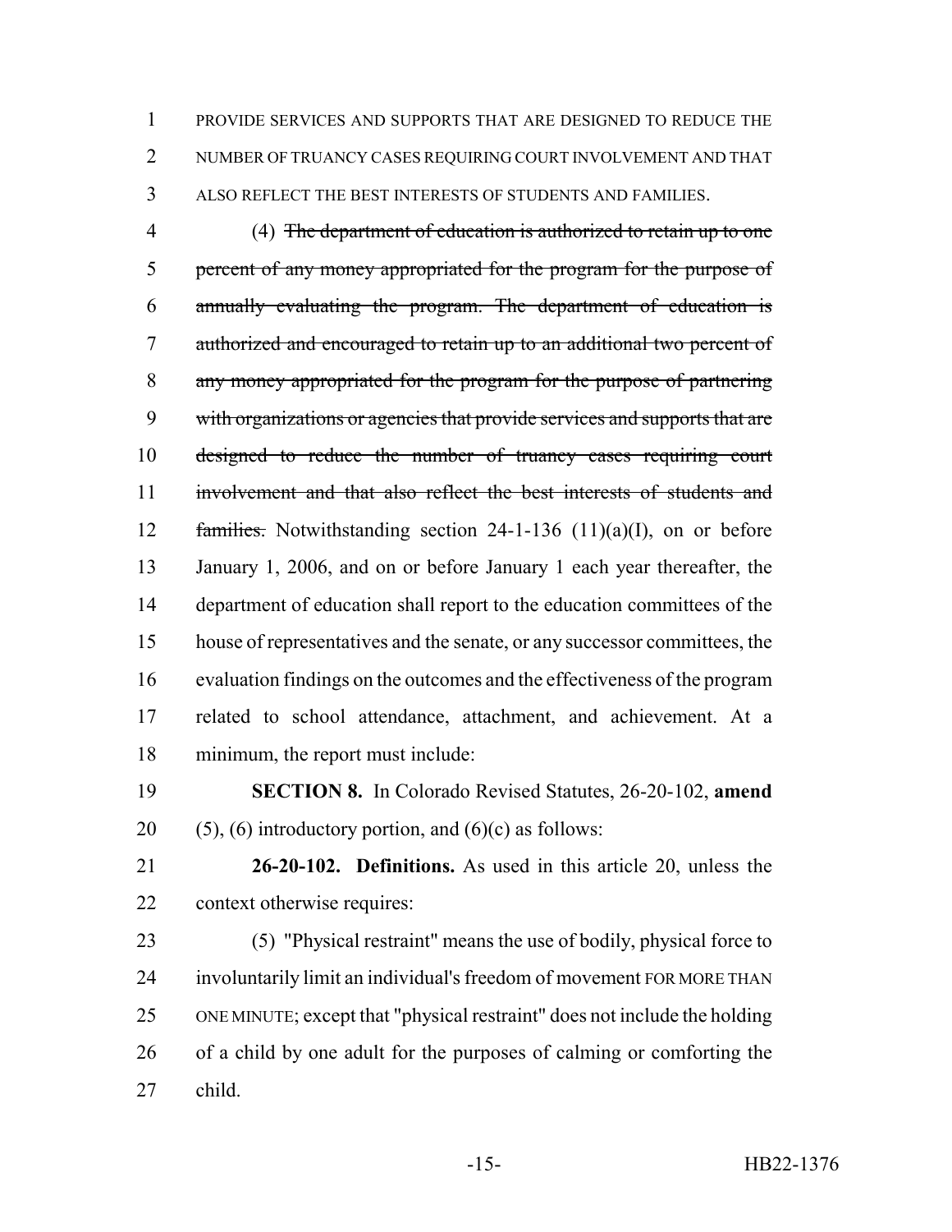PROVIDE SERVICES AND SUPPORTS THAT ARE DESIGNED TO REDUCE THE NUMBER OF TRUANCY CASES REQUIRING COURT INVOLVEMENT AND THAT ALSO REFLECT THE BEST INTERESTS OF STUDENTS AND FAMILIES.

(4) ~~The department of education is authorized to retain up to one percent of any money appropriated for the program for the purpose of annually evaluating the program. The department of education is authorized and encouraged to retain up to an additional two percent of any money appropriated for the program for the purpose of partnering with organizations or agencies that provide services and supports that are designed to reduce the number of truancy cases requiring court involvement and that also reflect the best interests of students and families.~~ Notwithstanding section 24-1-136 (11)(a)(I), on or before January 1, 2006, and on or before January 1 each year thereafter, the department of education shall report to the education committees of the house of representatives and the senate, or any successor committees, the evaluation findings on the outcomes and the effectiveness of the program related to school attendance, attachment, and achievement. At a minimum, the report must include:

**SECTION 8.** In Colorado Revised Statutes, 26-20-102, **amend** (5), (6) introductory portion, and (6)(c) as follows:

**26-20-102. Definitions.** As used in this article 20, unless the context otherwise requires:

(5) "Physical restraint" means the use of bodily, physical force to involuntarily limit an individual's freedom of movement FOR MORE THAN ONE MINUTE; except that "physical restraint" does not include the holding of a child by one adult for the purposes of calming or comforting the child.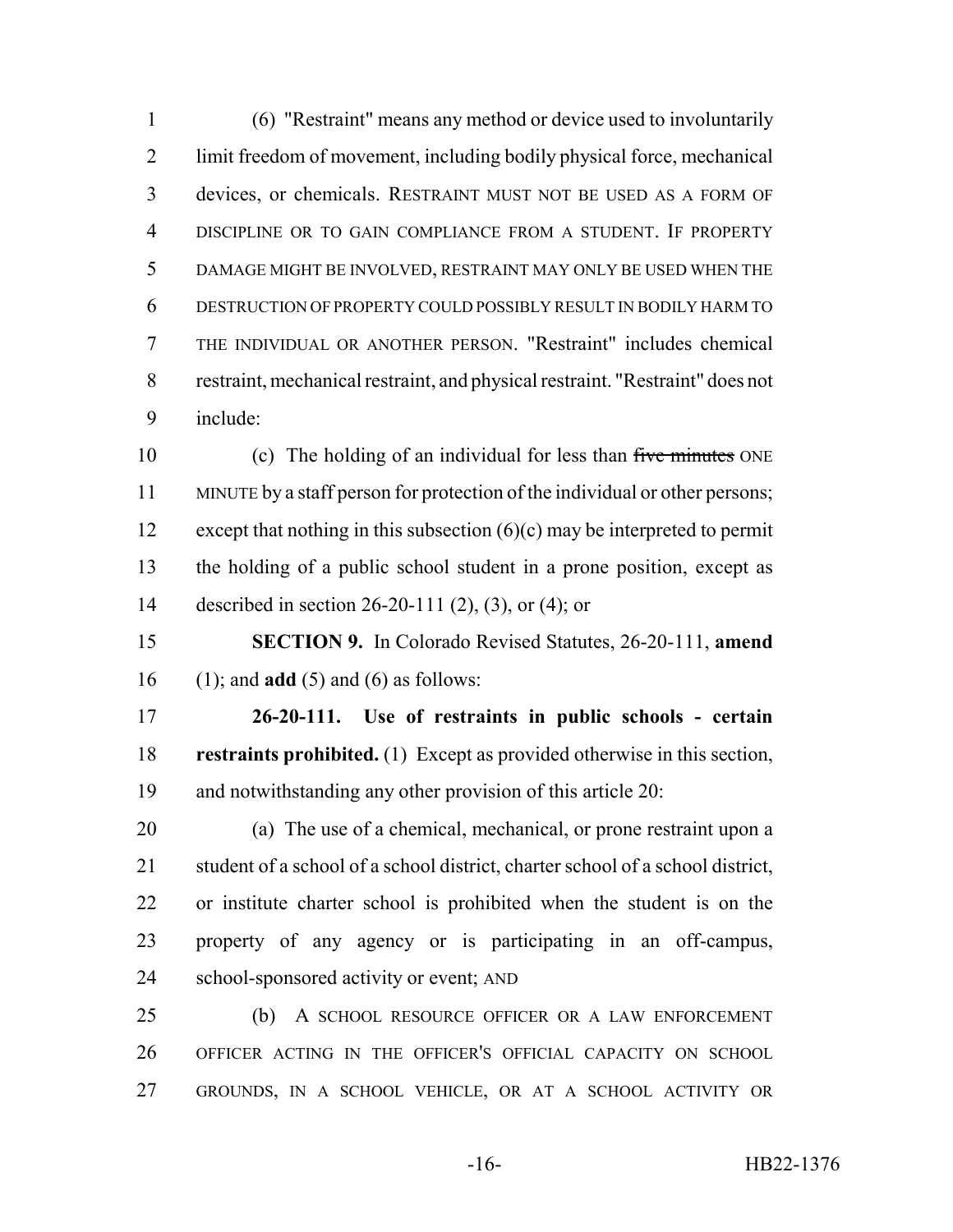(6) "Restraint" means any method or device used to involuntarily limit freedom of movement, including bodily physical force, mechanical devices, or chemicals. RESTRAINT MUST NOT BE USED AS A FORM OF DISCIPLINE OR TO GAIN COMPLIANCE FROM A STUDENT. IF PROPERTY DAMAGE MIGHT BE INVOLVED, RESTRAINT MAY ONLY BE USED WHEN THE DESTRUCTION OF PROPERTY COULD POSSIBLY RESULT IN BODILY HARM TO THE INDIVIDUAL OR ANOTHER PERSON. "Restraint" includes chemical restraint, mechanical restraint, and physical restraint. "Restraint" does not include:

(c) The holding of an individual for less than ~~five minutes~~ ONE MINUTE by a staff person for protection of the individual or other persons; except that nothing in this subsection (6)(c) may be interpreted to permit the holding of a public school student in a prone position, except as described in section 26-20-111 (2), (3), or (4); or

**SECTION 9.** In Colorado Revised Statutes, 26-20-111, **amend** (1); and **add** (5) and (6) as follows:

**26-20-111. Use of restraints in public schools - certain restraints prohibited.** (1) Except as provided otherwise in this section, and notwithstanding any other provision of this article 20:

(a) The use of a chemical, mechanical, or prone restraint upon a student of a school of a school district, charter school of a school district, or institute charter school is prohibited when the student is on the property of any agency or is participating in an off-campus, school-sponsored activity or event; AND

(b) A SCHOOL RESOURCE OFFICER OR A LAW ENFORCEMENT OFFICER ACTING IN THE OFFICER'S OFFICIAL CAPACITY ON SCHOOL GROUNDS, IN A SCHOOL VEHICLE, OR AT A SCHOOL ACTIVITY OR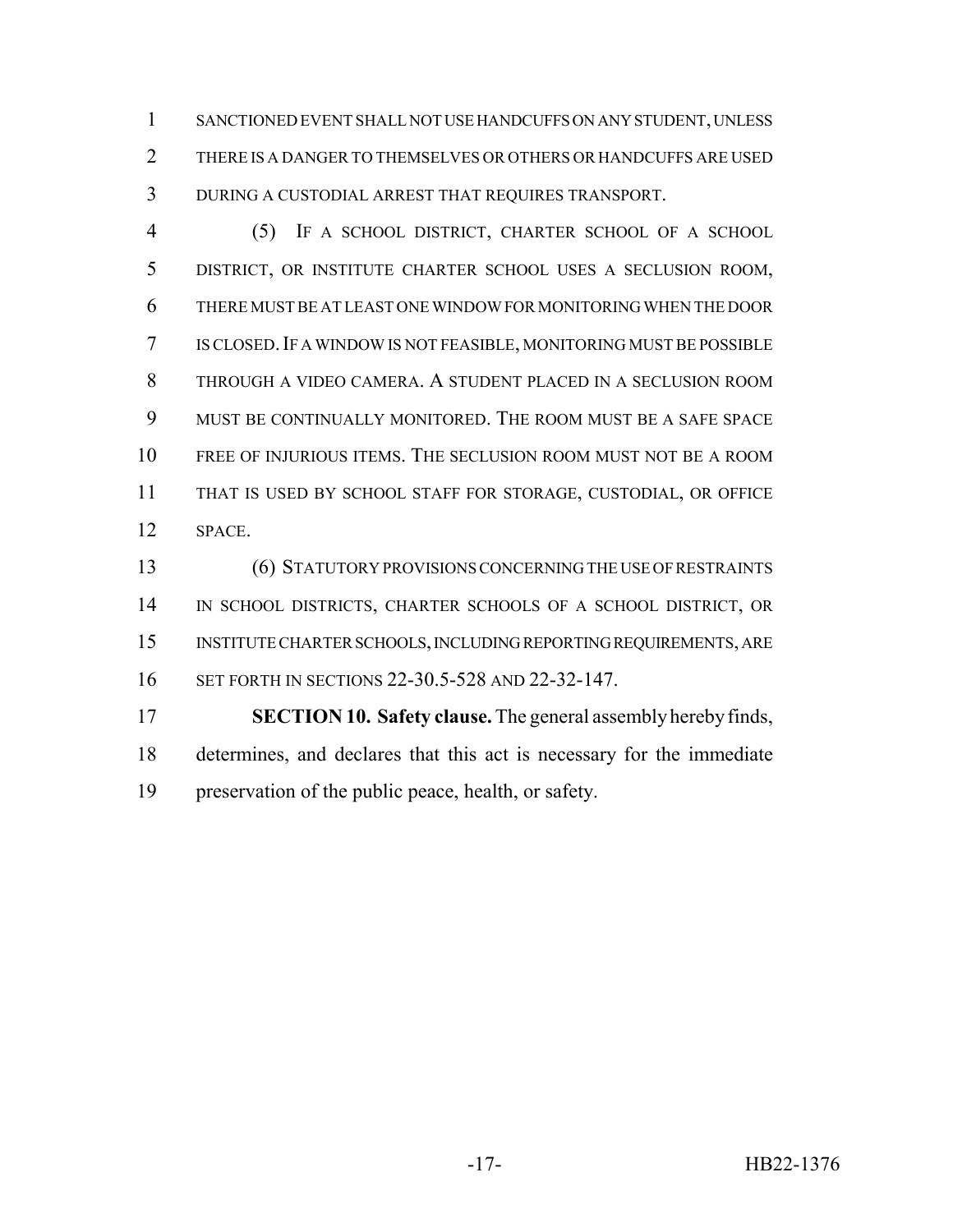SANCTIONED EVENT SHALL NOT USE HANDCUFFS ON ANY STUDENT, UNLESS THERE IS A DANGER TO THEMSELVES OR OTHERS OR HANDCUFFS ARE USED DURING A CUSTODIAL ARREST THAT REQUIRES TRANSPORT.

(5) IF A SCHOOL DISTRICT, CHARTER SCHOOL OF A SCHOOL DISTRICT, OR INSTITUTE CHARTER SCHOOL USES A SECLUSION ROOM, THERE MUST BE AT LEAST ONE WINDOW FOR MONITORING WHEN THE DOOR IS CLOSED. IF A WINDOW IS NOT FEASIBLE, MONITORING MUST BE POSSIBLE THROUGH A VIDEO CAMERA. A STUDENT PLACED IN A SECLUSION ROOM MUST BE CONTINUALLY MONITORED. THE ROOM MUST BE A SAFE SPACE FREE OF INJURIOUS ITEMS. THE SECLUSION ROOM MUST NOT BE A ROOM THAT IS USED BY SCHOOL STAFF FOR STORAGE, CUSTODIAL, OR OFFICE SPACE.

(6) STATUTORY PROVISIONS CONCERNING THE USE OF RESTRAINTS IN SCHOOL DISTRICTS, CHARTER SCHOOLS OF A SCHOOL DISTRICT, OR INSTITUTE CHARTER SCHOOLS, INCLUDING REPORTING REQUIREMENTS, ARE SET FORTH IN SECTIONS 22-30.5-528 AND 22-32-147.

**SECTION 10. Safety clause.** The general assembly hereby finds, determines, and declares that this act is necessary for the immediate preservation of the public peace, health, or safety.